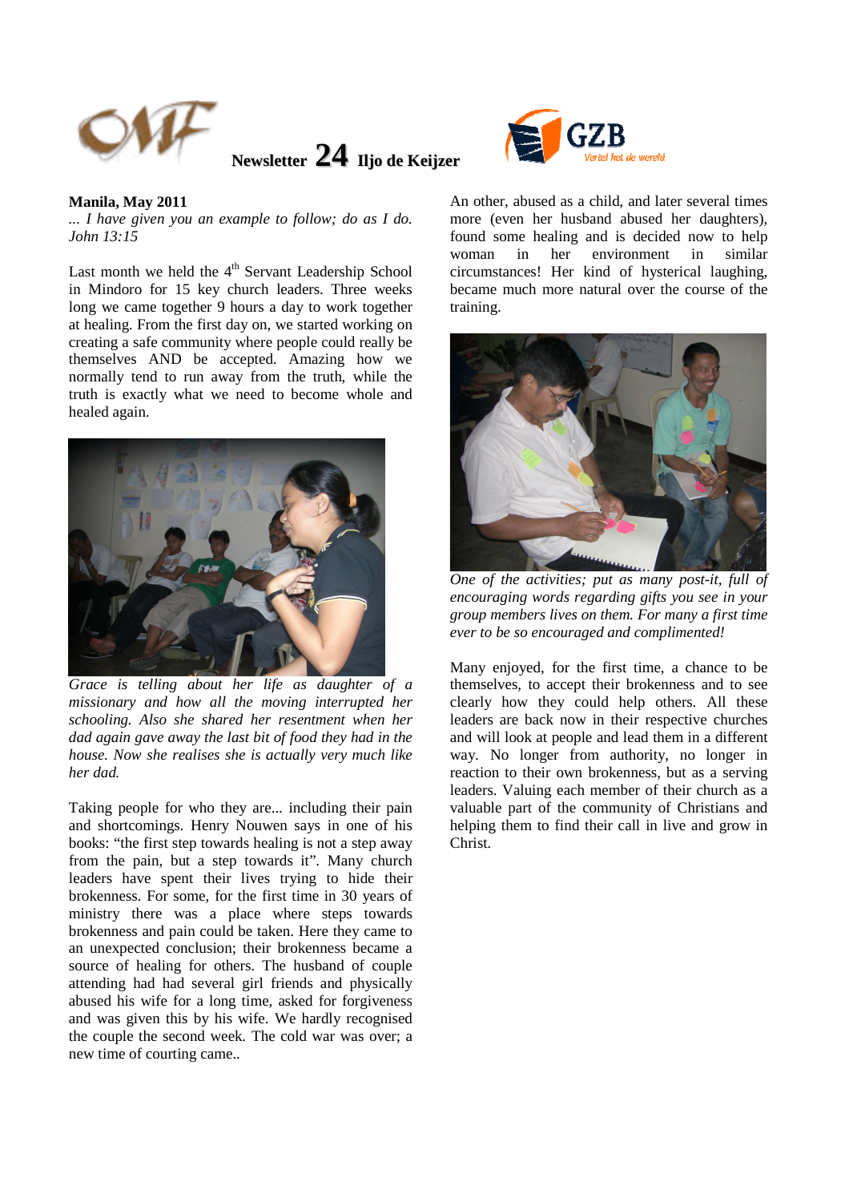# Newsletter 24 Iljo de Keijzer

**Manila, May 2011**

*... I have given you an example to follow; do as I do. John 13:15*

Last month we held the 4th Servant Leadership School in Mindoro for 15 key church leaders. Three weeks long we came together 9 hours a day to work together at healing. From the first day on, we started working on creating a safe community where people could really be themselves AND be accepted. Amazing how we normally tend to run away from the truth, while the truth is exactly what we need to become whole and healed again.

*Grace is telling about her life as daughter of a missionary and how all the moving interrupted her schooling. Also she shared her resentment when her dad again gave away the last bit of food they had in the house. Now she realises she is actually very much like her dad.*

Taking people for who they are... including their pain and shortcomings. Henry Nouwen says in one of his books: "the first step towards healing is not a step away from the pain, but a step towards it". Many church leaders have spent their lives trying to hide their brokenness. For some, for the first time in 30 years of ministry there was a place where steps towards brokenness and pain could be taken. Here they came to an unexpected conclusion; their brokenness became a source of healing for others. The husband of couple attending had had several girl friends and physically abused his wife for a long time, asked for forgiveness and was given this by his wife. We hardly recognised the couple the second week. The cold war was over; a new time of courting came..

An other, abused as a child, and later several times more (even her husband abused her daughters), found some healing and is decided now to help woman in her environment in similar circumstances! Her kind of hysterical laughing, became much more natural over the course of the training.

*One of the activities; put as many post-it, full of encouraging words regarding gifts you see in your group members lives on them. For many a first time ever to be so encouraged and complimented!*

Many enjoyed, for the first time, a chance to be themselves, to accept their brokenness and to see clearly how they could help others. All these leaders are back now in their respective churches and will look at people and lead them in a different way. No longer from authority, no longer in reaction to their own brokenness, but as a serving leaders. Valuing each member of their church as a valuable part of the community of Christians and helping them to find their call in live and grow in Christ.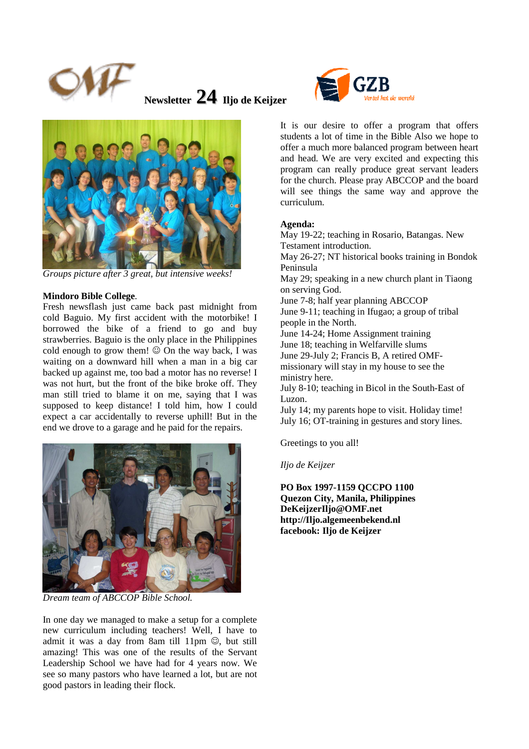**Newsletter 24 Iljo de Keijzer**

*Groups picture after 3 great, but intensive weeks!*

**Mindoro Bible College**.

Fresh newsflash just came back past midnight from cold Baguio. My first accident with the motorbike! I borrowed the bike of a friend to go and buy strawberries. Baguio is the only place in the Philippines cold enough to grow them! ☺ On the way back, I was waiting on a downward hill when a man in a big car backed up against me, too bad a motor has no reverse! I was not hurt, but the front of the bike broke off. They man still tried to blame it on me, saying that I was supposed to keep distance! I told him, how I could expect a car accidentally to reverse uphill! But in the end we drove to a garage and he paid for the repairs.

*Dream team of ABCCOP Bible School.*

In one day we managed to make a setup for a complete new curriculum including teachers! Well, I have to admit it was a day from 8am till 11pm ☺, but still amazing! This was one of the results of the Servant Leadership School we have had for 4 years now. We see so many pastors who have learned a lot, but are not good pastors in leading their flock.

It is our desire to offer a program that offers students a lot of time in the Bible Also we hope to offer a much more balanced program between heart and head. We are very excited and expecting this program can really produce great servant leaders for the church. Please pray ABCCOP and the board will see things the same way and approve the curriculum.

**Agenda:**

May 19-22; teaching in Rosario, Batangas. New Testament introduction.
May 26-27; NT historical books training in Bondok Peninsula
May 29; speaking in a new church plant in Tiaong on serving God.
June 7-8; half year planning ABCCOP
June 9-11; teaching in Ifugao; a group of tribal people in the North.
June 14-24; Home Assignment training
June 18; teaching in Welfarville slums
June 29-July 2; Francis B, A retired OMF-missionary will stay in my house to see the ministry here.
July 8-10; teaching in Bicol in the South-East of Luzon.
July 14; my parents hope to visit. Holiday time!
July 16; OT-training in gestures and story lines.

Greetings to you all!

*Iljo de Keijzer*

**PO Box 1997-1159 QCCPO 1100**
**Quezon City, Manila, Philippines**
**DeKeijzerIljo@OMF.net**
**http://Iljo.algemeenbekend.nl**
**facebook: Iljo de Keijzer**